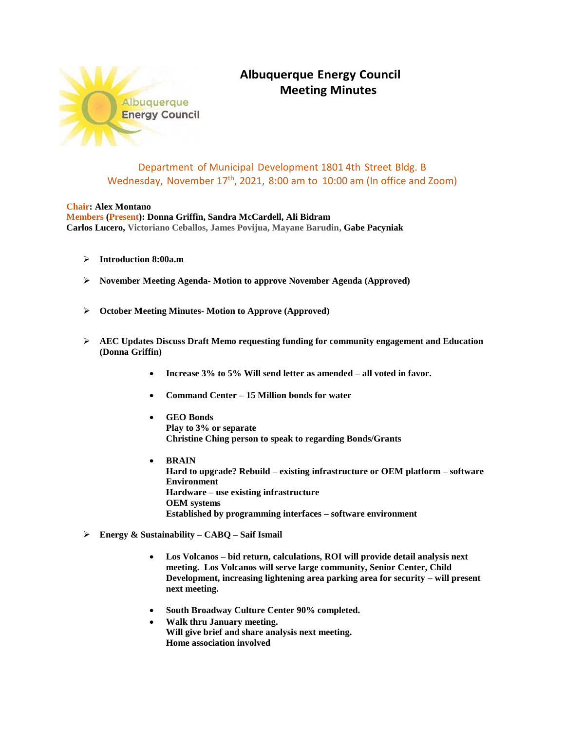# Albuquerque Energy Council
# Meeting Minutes

Department of Municipal Development 1801 4th Street Bldg. B
Wednesday, November 17th, 2021, 8:00 am to 10:00 am (In office and Zoom)

**Chair: Alex Montano**
**Members (Present): Donna Griffin, Sandra McCardell, Ali Bidram**
**Carlos Lucero, Victoriano Ceballos, James Povijua, Mayane Barudin, Gabe Pacyniak**

- **Introduction 8:00a.m**
- **November Meeting Agenda- Motion to approve November Agenda (Approved)**
- **October Meeting Minutes- Motion to Approve (Approved)**
- **AEC Updates Discuss Draft Memo requesting funding for community engagement and Education (Donna Griffin)**
  - **Increase 3% to 5% Will send letter as amended – all voted in favor.**
  - **Command Center – 15 Million bonds for water**
  - **GEO Bonds**
    **Play to 3% or separate**
    **Christine Ching person to speak to regarding Bonds/Grants**
  - **BRAIN**
    **Hard to upgrade? Rebuild – existing infrastructure or OEM platform – software Environment**
    **Hardware – use existing infrastructure**
    **OEM systems**
    **Established by programming interfaces – software environment**
- **Energy & Sustainability – CABQ – Saif Ismail**
  - **Los Volcanos – bid return, calculations, ROI will provide detail analysis next meeting. Los Volcanos will serve large community, Senior Center, Child Development, increasing lightening area parking area for security – will present next meeting.**
  - **South Broadway Culture Center 90% completed.**
  - **Walk thru January meeting.**
    **Will give brief and share analysis next meeting.**
    **Home association involved**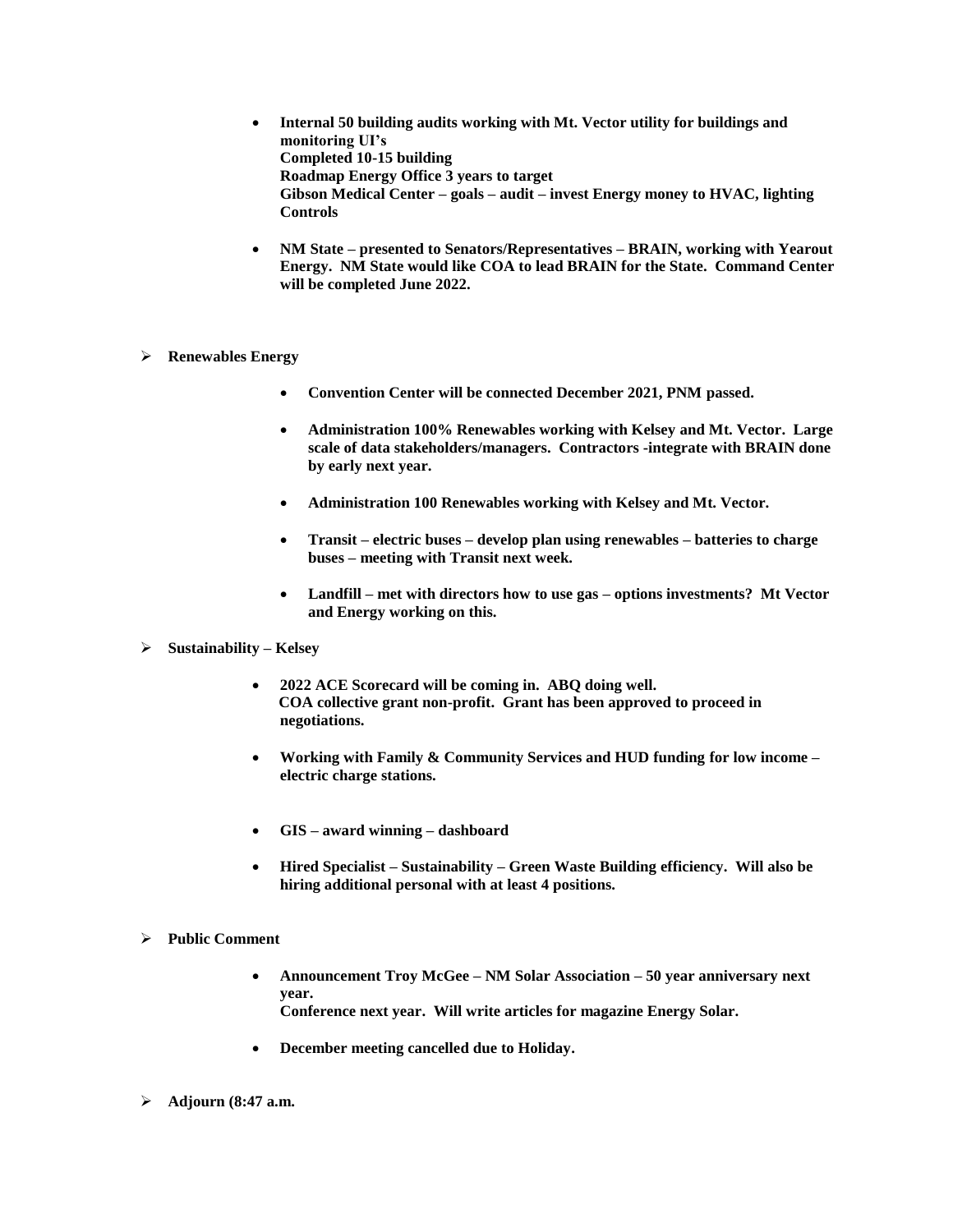- **Internal 50 building audits working with Mt. Vector utility for buildings and monitoring UI's**
  **Completed 10-15 building**
  **Roadmap Energy Office 3 years to target**
  **Gibson Medical Center – goals – audit – invest Energy money to HVAC, lighting Controls**

- **NM State – presented to Senators/Representatives – BRAIN, working with Yearout Energy. NM State would like COA to lead BRAIN for the State. Command Center will be completed June 2022.**

➢ **Renewables Energy**

  - **Convention Center will be connected December 2021, PNM passed.**

  - **Administration 100% Renewables working with Kelsey and Mt. Vector. Large scale of data stakeholders/managers. Contractors -integrate with BRAIN done by early next year.**

  - **Administration 100 Renewables working with Kelsey and Mt. Vector.**

  - **Transit – electric buses – develop plan using renewables – batteries to charge buses – meeting with Transit next week.**

  - **Landfill – met with directors how to use gas – options investments? Mt Vector and Energy working on this.**

➢ **Sustainability – Kelsey**

  - **2022 ACE Scorecard will be coming in. ABQ doing well.**
    **COA collective grant non-profit. Grant has been approved to proceed in negotiations.**

  - **Working with Family & Community Services and HUD funding for low income – electric charge stations.**

  - **GIS – award winning – dashboard**

  - **Hired Specialist – Sustainability – Green Waste Building efficiency. Will also be hiring additional personal with at least 4 positions.**

➢ **Public Comment**

  - **Announcement Troy McGee – NM Solar Association – 50 year anniversary next year.**
    **Conference next year. Will write articles for magazine Energy Solar.**

  - **December meeting cancelled due to Holiday.**

➢ **Adjourn (8:47 a.m.**